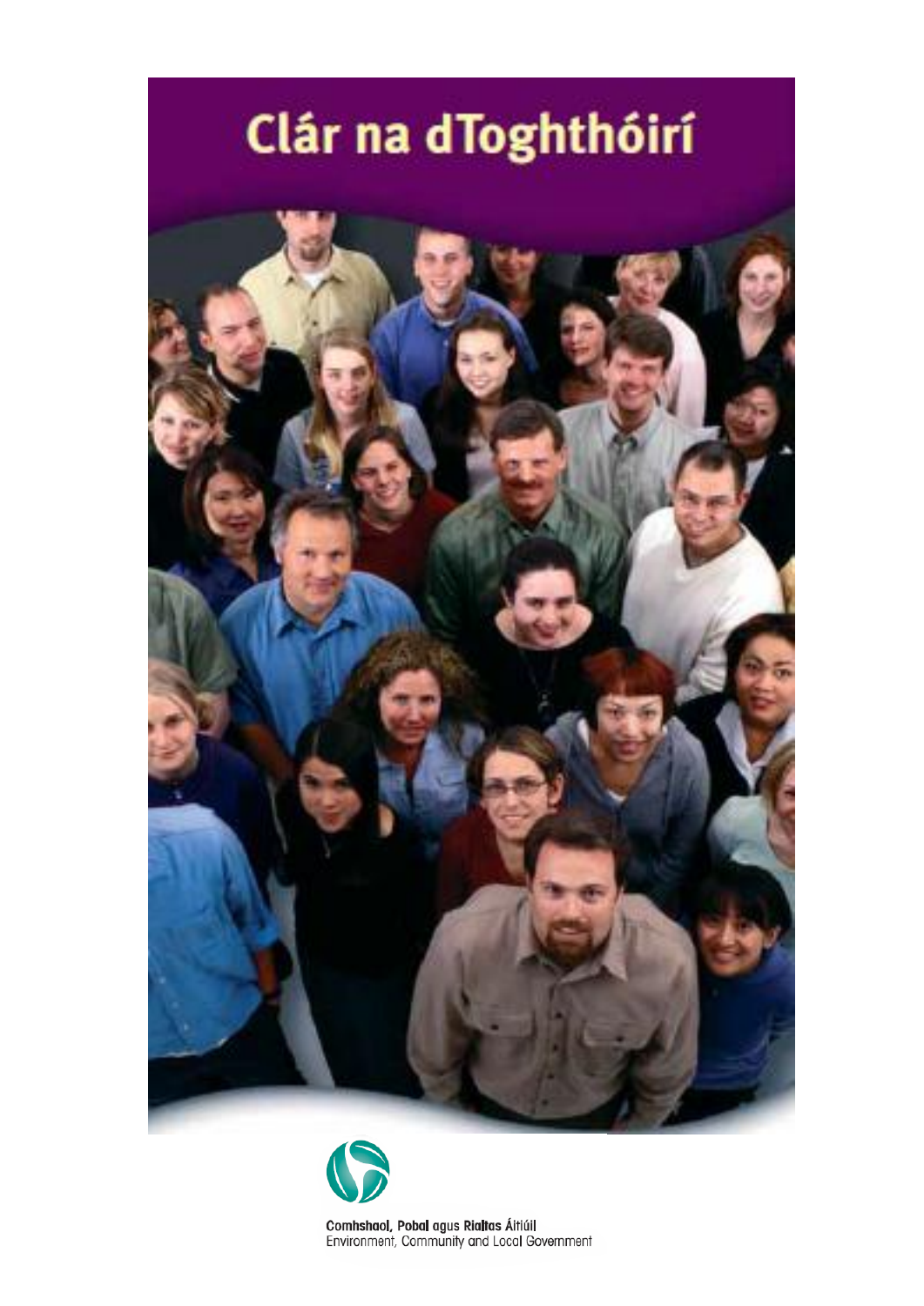# Clár na dToghthóirí

Comhshaol, Pobal agus Rialtas Áitiúil
Environment, Community and Local Government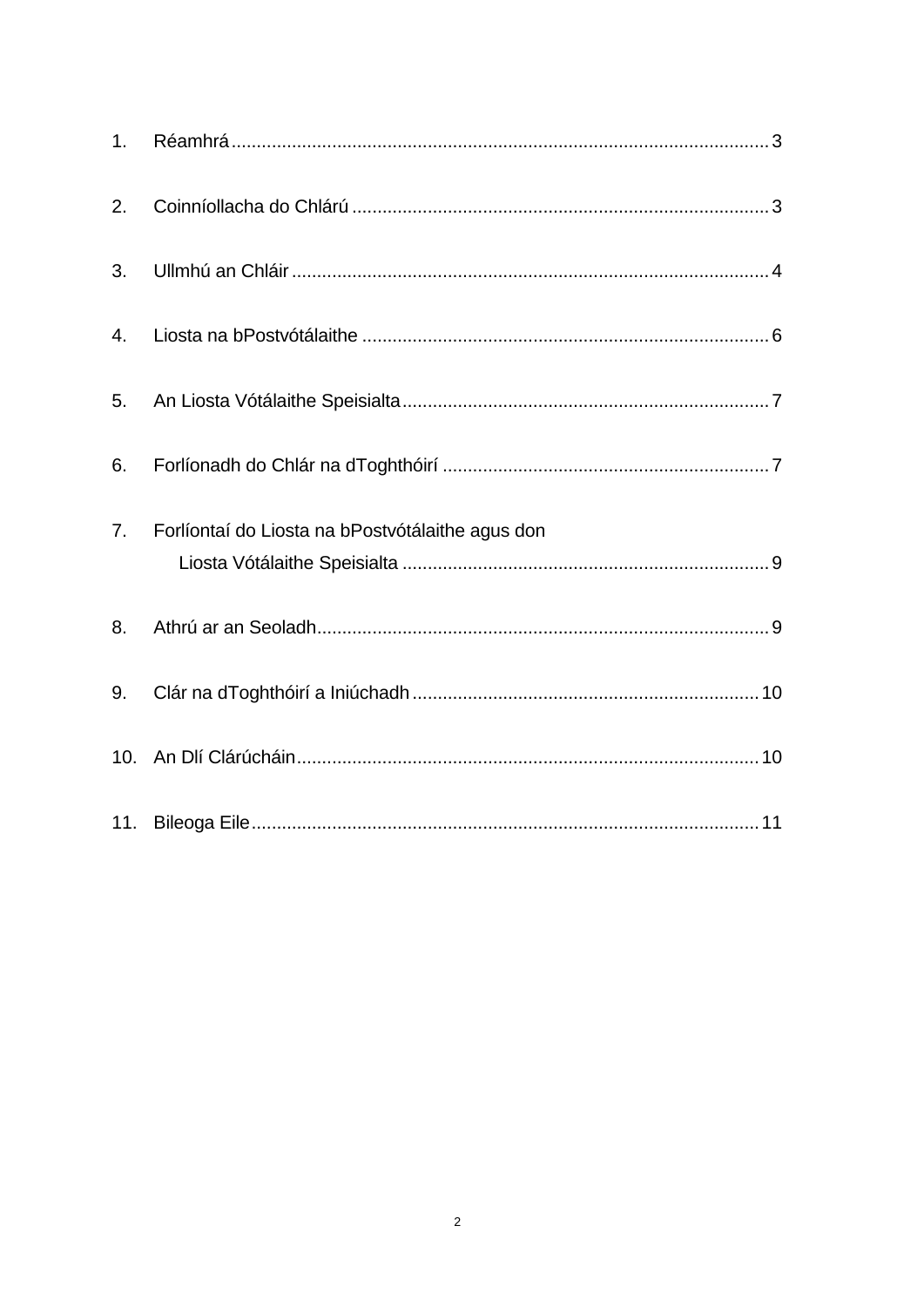1. Réamhrá .......................................................................................................... 3

2. Coinníollacha do Chlárú .................................................................................. 3

3. Ullmhú an Chláir .............................................................................................. 4

4. Liosta na bPostvótálaithe ................................................................................. 6

5. An Liosta Vótálaithe Speisialta ......................................................................... 7

6. Forlíonadh do Chlár na dToghthóirí ................................................................. 7

7. Forlíontaí do Liosta na bPostvótálaithe agus don
   Liosta Vótálaithe Speisialta ......................................................................... 9

8. Athrú ar an Seoladh .......................................................................................... 9

9. Clár na dToghthóirí a Iniúchadh .................................................................... 10

10. An Dlí Clárúcháin ........................................................................................... 10

11. Bileoga Eile .................................................................................................... 11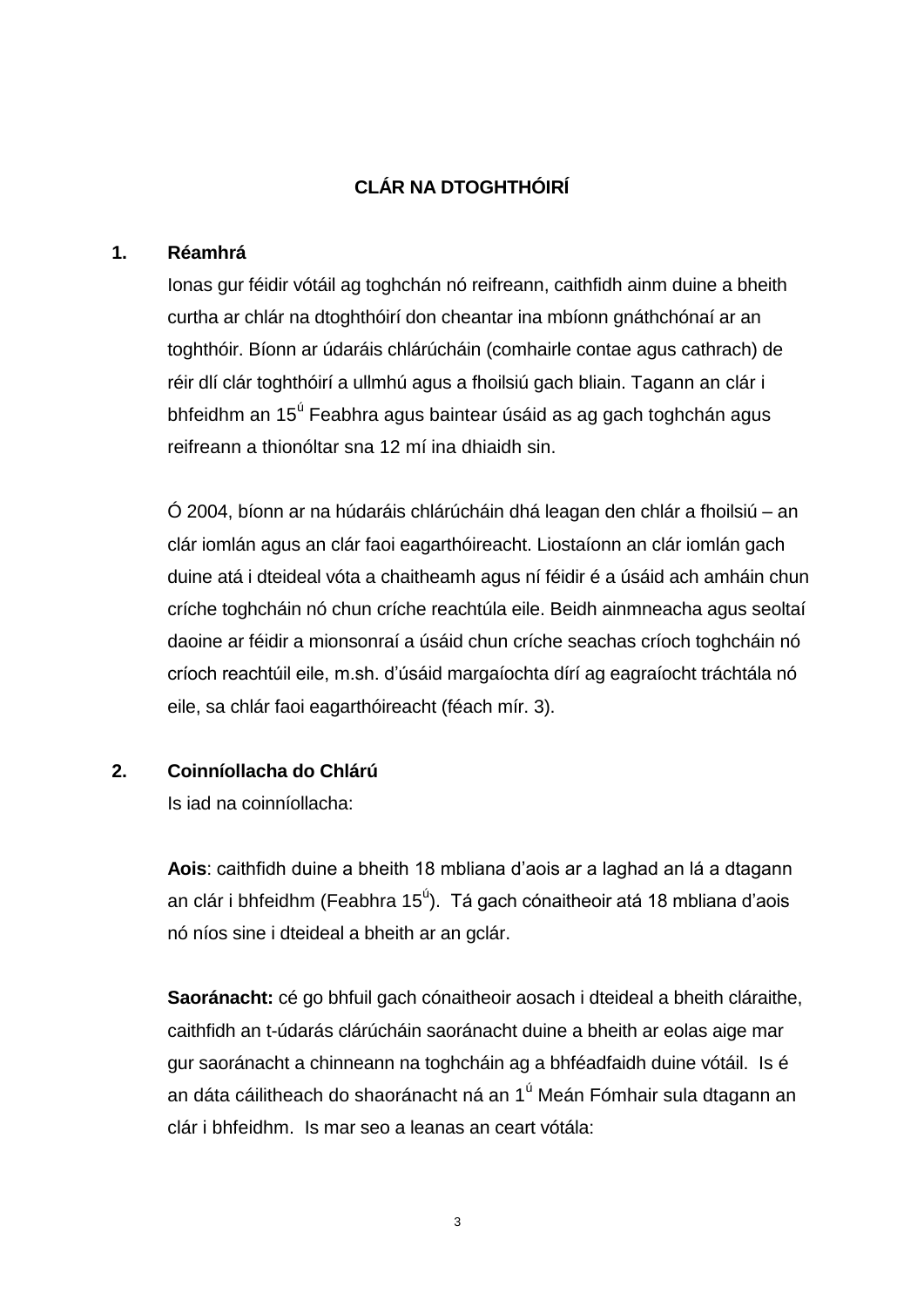# CLÁR NA DTOGHTHÓIRÍ

## 1. Réamhrá

Ionas gur féidir vótáil ag toghchán nó reifreann, caithfidh ainm duine a bheith curtha ar chlár na dtoghthóirí don cheantar ina mbíonn gnáthchónaí ar an toghthóir. Bíonn ar údaráis chlárúcháin (comhairle contae agus cathrach) de réir dlí clár toghthóirí a ullmhú agus a fhoilsiú gach bliain. Tagann an clár i bhfeidhm an 15ú Feabhra agus baintear úsáid as ag gach toghchán agus reifreann a thionóltar sna 12 mí ina dhiaidh sin.

Ó 2004, bíonn ar na húdaráis chlárúcháin dhá leagan den chlár a fhoilsiú – an clár iomlán agus an clár faoi eagarthóireacht. Liostaíonn an clár iomlán gach duine atá i dteideal vóta a chaitheamh agus ní féidir é a úsáid ach amháin chun críche toghcháin nó chun críche reachtúla eile. Beidh ainmneacha agus seoltaí daoine ar féidir a mionsonraí a úsáid chun críche seachas críoch toghcháin nó críoch reachtúil eile, m.sh. d'úsáid margaíochta dírí ag eagraíocht tráchtála nó eile, sa chlár faoi eagarthóireacht (féach mír. 3).

## 2. Coinníollacha do Chlárú

Is iad na coinníollacha:

**Aois**: caithfidh duine a bheith 18 mbliana d'aois ar a laghad an lá a dtagann an clár i bhfeidhm (Feabhra 15ú). Tá gach cónaitheoir atá 18 mbliana d'aois nó níos sine i dteideal a bheith ar an gclár.

**Saoránacht:** cé go bhfuil gach cónaitheoir aosach i dteideal a bheith cláraithe, caithfidh an t-údarás clárúcháin saoránacht duine a bheith ar eolas aige mar gur saoránacht a chinneann na toghcháin ag a bhféadfaidh duine vótáil. Is é an dáta cáilitheach do shaoránacht ná an 1ú Meán Fómhair sula dtagann an clár i bhfeidhm. Is mar seo a leanas an ceart vótála: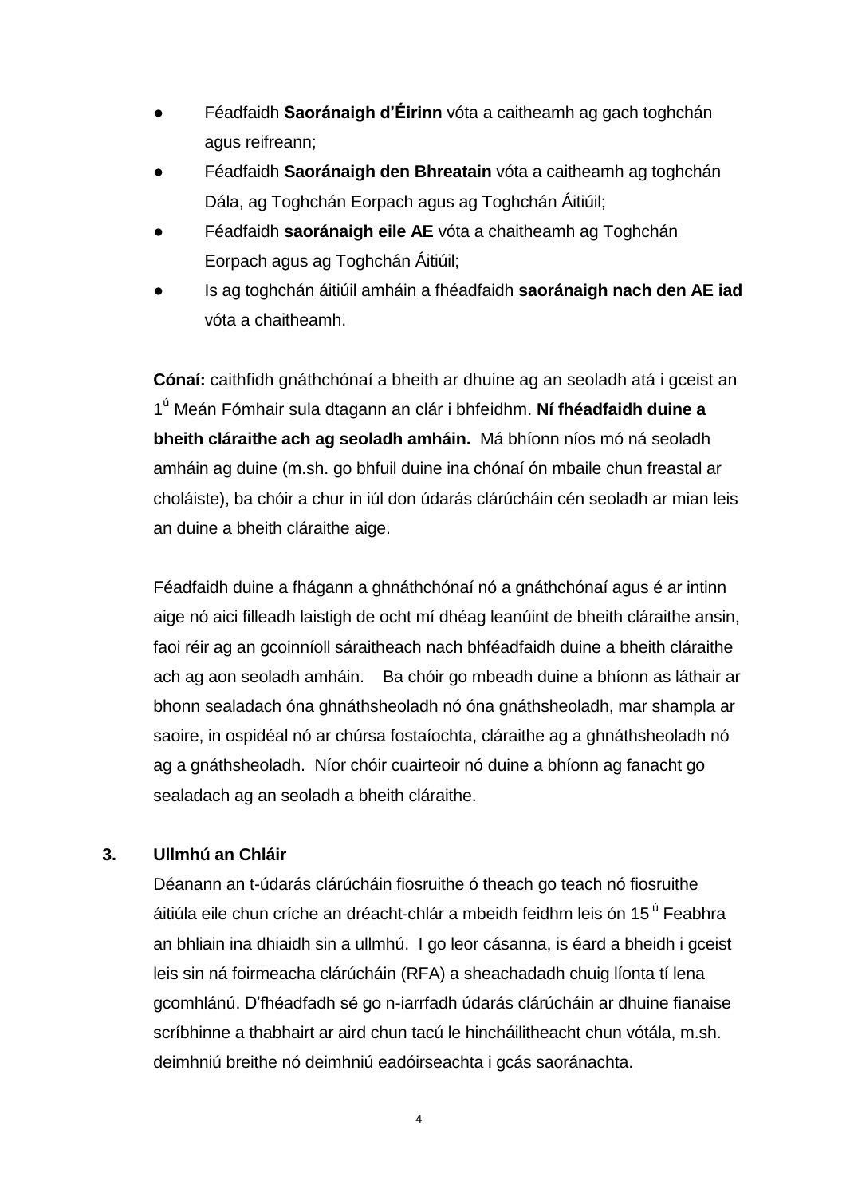- Féadfaidh **Saoránaigh d'Éirinn** vóta a caitheamh ag gach toghchán agus reifreann;
- Féadfaidh **Saoránaigh den Bhreatain** vóta a caitheamh ag toghchán Dála, ag Toghchán Eorpach agus ag Toghchán Áitiúil;
- Féadfaidh **saoránaigh eile AE** vóta a chaitheamh ag Toghchán Eorpach agus ag Toghchán Áitiúil;
- Is ag toghchán áitiúil amháin a fhéadfaidh **saoránaigh nach den AE iad** vóta a chaitheamh.

**Cónaí:** caithfidh gnáthchónaí a bheith ar dhuine ag an seoladh atá i gceist an 1ú Meán Fómhair sula dtagann an clár i bhfeidhm. **Ní fhéadfaidh duine a bheith cláraithe ach ag seoladh amháin.** Má bhíonn níos mó ná seoladh amháin ag duine (m.sh. go bhfuil duine ina chónaí ón mbaile chun freastal ar choláiste), ba chóir a chur in iúl don údarás clárúcháin cén seoladh ar mian leis an duine a bheith cláraithe aige.

Féadfaidh duine a fhágann a ghnáthchónaí nó a gnáthchónaí agus é ar intinn aige nó aici filleadh laistigh de ocht mí dhéag leanúint de bheith cláraithe ansin, faoi réir ag an gcoinníoll sáraitheach nach bhféadfaidh duine a bheith cláraithe ach ag aon seoladh amháin. Ba chóir go mbeadh duine a bhíonn as láthair ar bhonn sealadach óna ghnáthsheoladh nó óna gnáthsheoladh, mar shampla ar saoire, in ospidéal nó ar chúrsa fostaíochta, cláraithe ag a ghnáthsheoladh nó ag a gnáthsheoladh. Níor chóir cuairteoir nó duine a bhíonn ag fanacht go sealadach ag an seoladh a bheith cláraithe.

## 3. Ullmhú an Chláir

Déanann an t-údarás clárúcháin fiosruithe ó theach go teach nó fiosruithe áitiúla eile chun críche an dréacht-chlár a mbeidh feidhm leis ón 15ú Feabhra an bhliain ina dhiaidh sin a ullmhú. I go leor cásanna, is éard a bheidh i gceist leis sin ná foirmeacha clárúcháin (RFA) a sheachadadh chuig líonta tí lena gcomhlánú. D'fhéadfadh sé go n-iarrfadh údarás clárúcháin ar dhuine fianaise scríbhinne a thabhairt ar aird chun tacú le hincháilitheacht chun vótála, m.sh. deimhniú breithe nó deimhniú eadóirseachta i gcás saoránachta.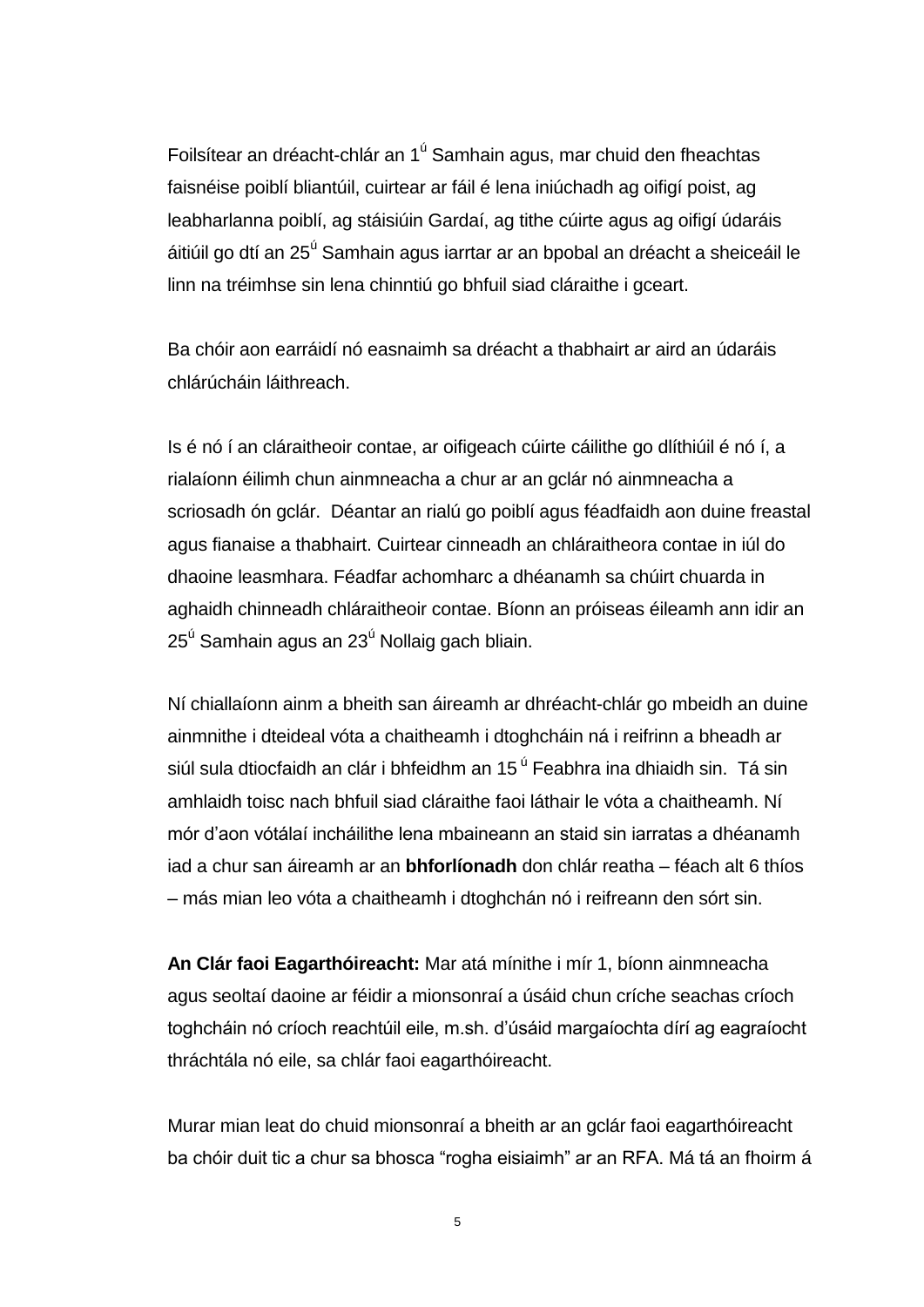Foilsítear an dréacht-chlár an 1ú Samhain agus, mar chuid den fheachtas faisnéise poiblí bliantúil, cuirtear ar fáil é lena iniúchadh ag oifigí poist, ag leabharlanna poiblí, ag stáisiúin Gardaí, ag tithe cúirte agus ag oifigí údaráis áitiúil go dtí an 25ú Samhain agus iarrtar ar an bpobal an dréacht a sheiceáil le linn na tréimhse sin lena chinntiú go bhfuil siad cláraithe i gceart.

Ba chóir aon earráidí nó easnaimh sa dréacht a thabhairt ar aird an údaráis chlárúcháin láithreach.

Is é nó í an cláraitheoir contae, ar oifigeach cúirte cáilithe go dlíthiúil é nó í, a rialaíonn éilimh chun ainmneacha a chur ar an gclár nó ainmneacha a scriosadh ón gclár. Déantar an rialú go poiblí agus féadfaidh aon duine freastal agus fianaise a thabhairt. Cuirtear cinneadh an chláraitheora contae in iúl do dhaoine leasmhara. Féadfar achomharc a dhéanamh sa chúirt chuarda in aghaidh chinneadh chláraitheoir contae. Bíonn an próiseas éileamh ann idir an 25ú Samhain agus an 23ú Nollaig gach bliain.

Ní chiallaíonn ainm a bheith san áireamh ar dhréacht-chlár go mbeidh an duine ainmnithe i dteideal vóta a chaitheamh i dtoghcháin ná i reifrinn a bheadh ar siúl sula dtiocfaidh an clár i bhfeidhm an 15ú Feabhra ina dhiaidh sin. Tá sin amhlaidh toisc nach bhfuil siad cláraithe faoi láthair le vóta a chaitheamh. Ní mór d'aon vótálaí incháilithe lena mbaineann an staid sin iarratas a dhéanamh iad a chur san áireamh ar an **bhforlíonadh** don chlár reatha – féach alt 6 thíos – más mian leo vóta a chaitheamh i dtoghchán nó i reifreann den sórt sin.

**An Clár faoi Eagarthóireacht:** Mar atá mínithe i mír 1, bíonn ainmneacha agus seoltaí daoine ar féidir a mionsonraí a úsáid chun críche seachas críoch toghcháin nó críoch reachtúil eile, m.sh. d'úsáid margaíochta dírí ag eagraíocht thráchtála nó eile, sa chlár faoi eagarthóireacht.

Murar mian leat do chuid mionsonraí a bheith ar an gclár faoi eagarthóireacht ba chóir duit tic a chur sa bhosca "rogha eisiaimh" ar an RFA. Má tá an fhoirm á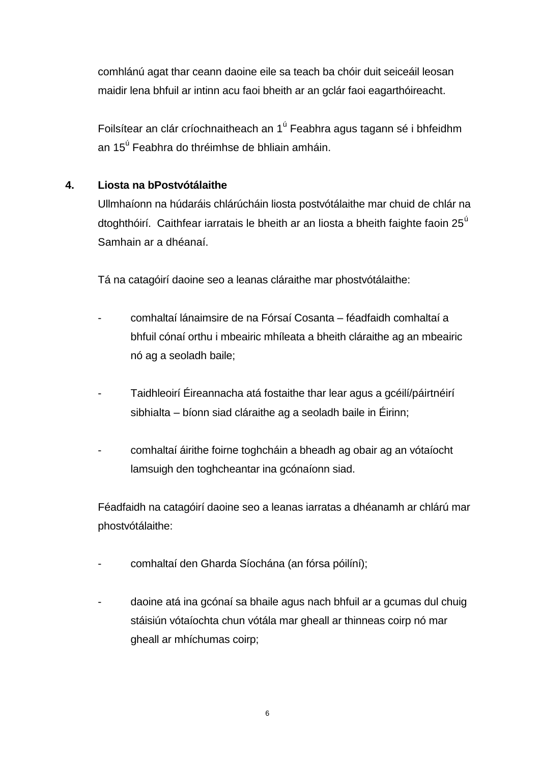comhlánú agat thar ceann daoine eile sa teach ba chóir duit seiceáil leosan maidir lena bhfuil ar intinn acu faoi bheith ar an gclár faoi eagarthóireacht.

Foilsítear an clár críochnaitheach an 1ú Feabhra agus tagann sé i bhfeidhm an 15ú Feabhra do thréimhse de bhliain amháin.

## 4. Liosta na bPostvótálaithe

Ullmhaíonn na húdaráis chlárúcháin liosta postvótálaithe mar chuid de chlár na dtoghthóirí. Caithfear iarratais le bheith ar an liosta a bheith faighte faoin 25ú Samhain ar a dhéanaí.

Tá na catagóirí daoine seo a leanas cláraithe mar phostvótálaithe:

- comhaltaí lánaimsire de na Fórsaí Cosanta – féadfaidh comhaltaí a bhfuil cónaí orthu i mbeairic mhíleata a bheith cláraithe ag an mbeairic nó ag a seoladh baile;

- Taidhleoirí Éireannacha atá fostaithe thar lear agus a gcéilí/páirtnéirí sibhialta – bíonn siad cláraithe ag a seoladh baile in Éirinn;

- comhaltaí áirithe foirne toghcháin a bheadh ag obair ag an vótaíocht lamsuigh den toghcheantar ina gcónaíonn siad.

Féadfaidh na catagóirí daoine seo a leanas iarratas a dhéanamh ar chlárú mar phostvótálaithe:

- comhaltaí den Gharda Síochána (an fórsa póilíní);

- daoine atá ina gcónaí sa bhaile agus nach bhfuil ar a gcumas dul chuig stáisiún vótaíochta chun vótála mar gheall ar thinneas coirp nó mar gheall ar mhíchumas coirp;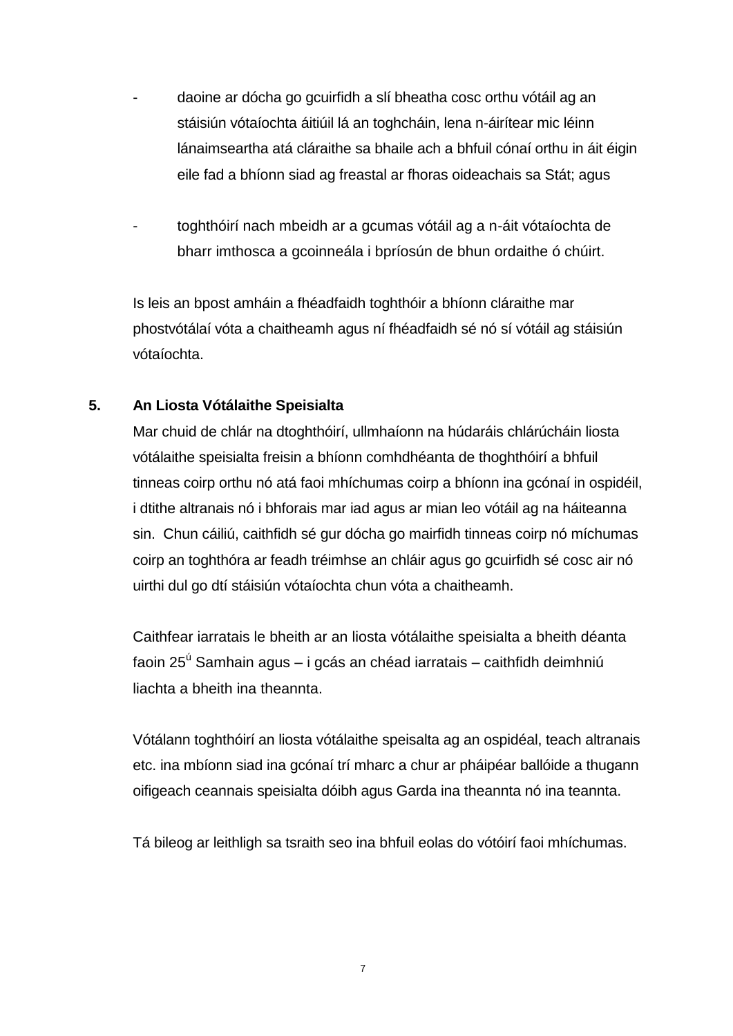- daoine ar dócha go gcuirfidh a slí bheatha cosc orthu vótáil ag an stáisiún vótaíochta áitiúil lá an toghcháin, lena n-áirítear mic léinn lánaimseartha atá cláraithe sa bhaile ach a bhfuil cónaí orthu in áit éigin eile fad a bhíonn siad ag freastal ar fhoras oideachais sa Stát; agus

- toghthóirí nach mbeidh ar a gcumas vótáil ag a n-áit vótaíochta de bharr imthosca a gcoinneála i bpríosún de bhun ordaithe ó chúirt.

Is leis an bpost amháin a fhéadfaidh toghthóir a bhíonn cláraithe mar phostvótálaí vóta a chaitheamh agus ní fhéadfaidh sé nó sí vótáil ag stáisiún vótaíochta.

## 5. An Liosta Vótálaithe Speisialta

Mar chuid de chlár na dtoghthóirí, ullmhaíonn na húdaráis chlárúcháin liosta vótálaithe speisialta freisin a bhíonn comhdhéanta de thoghthóirí a bhfuil tinneas coirp orthu nó atá faoi mhíchumas coirp a bhíonn ina gcónaí in ospidéil, i dtithe altranais nó i bhforais mar iad agus ar mian leo vótáil ag na háiteanna sin. Chun cáiliú, caithfidh sé gur dócha go mairfidh tinneas coirp nó míchumas coirp an toghthóra ar feadh tréimhse an chláir agus go gcuirfidh sé cosc air nó uirthi dul go dtí stáisiún vótaíochta chun vóta a chaitheamh.

Caithfear iarratais le bheith ar an liosta vótálaithe speisialta a bheith déanta faoin 25[ú] Samhain agus – i gcás an chéad iarratais – caithfidh deimhniú liachta a bheith ina theannta.

Vótálann toghthóirí an liosta vótálaithe speisalta ag an ospidéal, teach altranais etc. ina mbíonn siad ina gcónaí trí mharc a chur ar pháipéar ballóide a thugann oifigeach ceannais speisialta dóibh agus Garda ina theannta nó ina teannta.

Tá bileog ar leithligh sa tsraith seo ina bhfuil eolas do vótóirí faoi mhíchumas.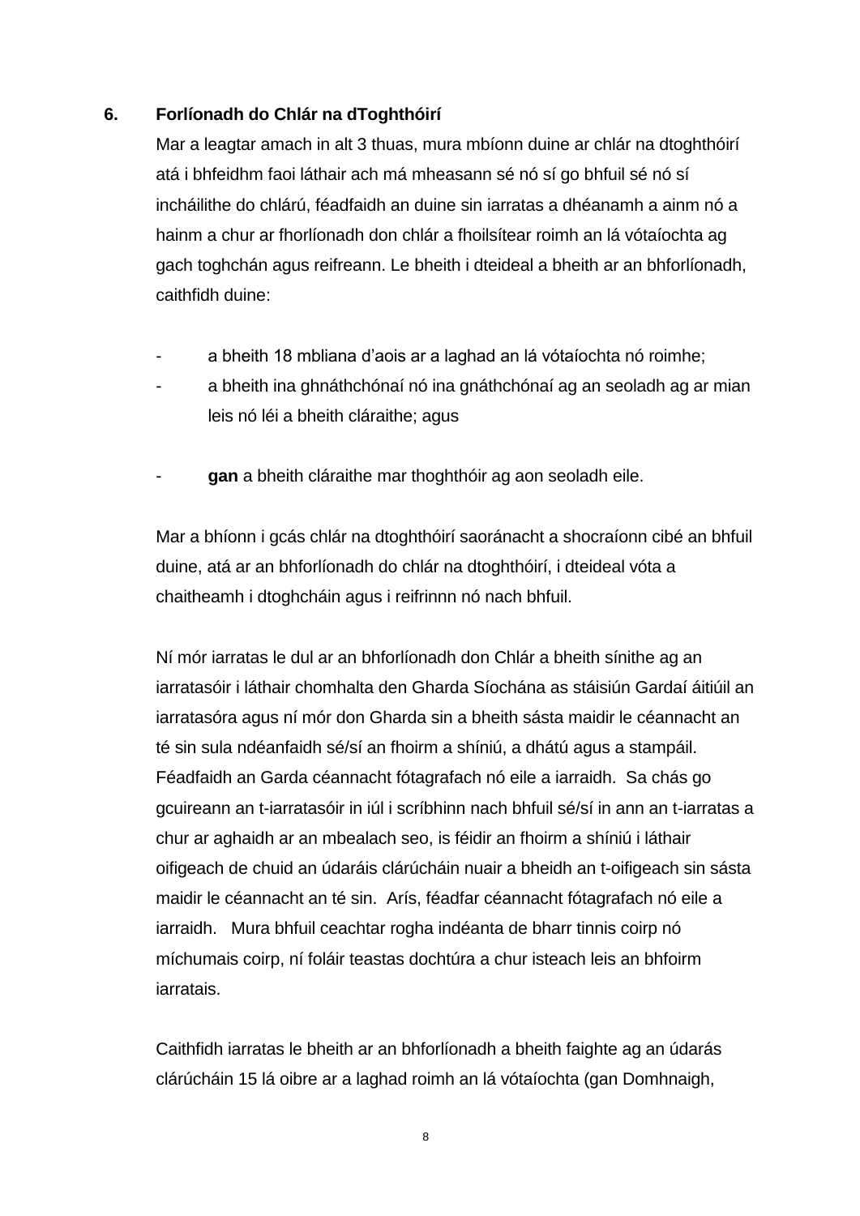## 6. Forlíonadh do Chlár na dToghthóirí

Mar a leagtar amach in alt 3 thuas, mura mbíonn duine ar chlár na dtoghthóirí atá i bhfeidhm faoi láthair ach má mheasann sé nó sí go bhfuil sé nó sí incháilithe do chlárú, féadfaidh an duine sin iarratas a dhéanamh a ainm nó a hainm a chur ar fhorlíonadh don chlár a fhoilsítear roimh an lá vótaíochta ag gach toghchán agus reifreann. Le bheith i dteideal a bheith ar an bhforlíonadh, caithfidh duine:

- a bheith 18 mbliana d'aois ar a laghad an lá vótaíochta nó roimhe;
- a bheith ina ghnáthchónaí nó ina gnáthchónaí ag an seoladh ag ar mian leis nó léi a bheith cláraithe; agus
- **gan** a bheith cláraithe mar thoghthóir ag aon seoladh eile.

Mar a bhíonn i gcás chlár na dtoghthóirí saoránacht a shocraíonn cibé an bhfuil duine, atá ar an bhforlíonadh do chlár na dtoghthóirí, i dteideal vóta a chaitheamh i dtoghcháin agus i reifrinnn nó nach bhfuil.

Ní mór iarratas le dul ar an bhforlíonadh don Chlár a bheith sínithe ag an iarratasóir i láthair chomhalta den Gharda Síochána as stáisiún Gardaí áitiúil an iarratasóra agus ní mór don Gharda sin a bheith sásta maidir le céannacht an té sin sula ndéanfaidh sé/sí an fhoirm a shíniú, a dhátú agus a stampáil. Féadfaidh an Garda céannacht fótagrafach nó eile a iarraidh. Sa chás go gcuireann an t-iarratasóir in iúl i scríbhinn nach bhfuil sé/sí in ann an t-iarratas a chur ar aghaidh ar an mbealach seo, is féidir an fhoirm a shíniú i láthair oifigeach de chuid an údaráis clárúcháin nuair a bheidh an t-oifigeach sin sásta maidir le céannacht an té sin. Arís, féadfar céannacht fótagrafach nó eile a iarraidh. Mura bhfuil ceachtar rogha indéanta de bharr tinnis coirp nó míchumais coirp, ní foláir teastas dochtúra a chur isteach leis an bhfoirm iarratais.

Caithfidh iarratas le bheith ar an bhforlíonadh a bheith faighte ag an údarás clárúcháin 15 lá oibre ar a laghad roimh an lá vótaíochta (gan Domhnaigh,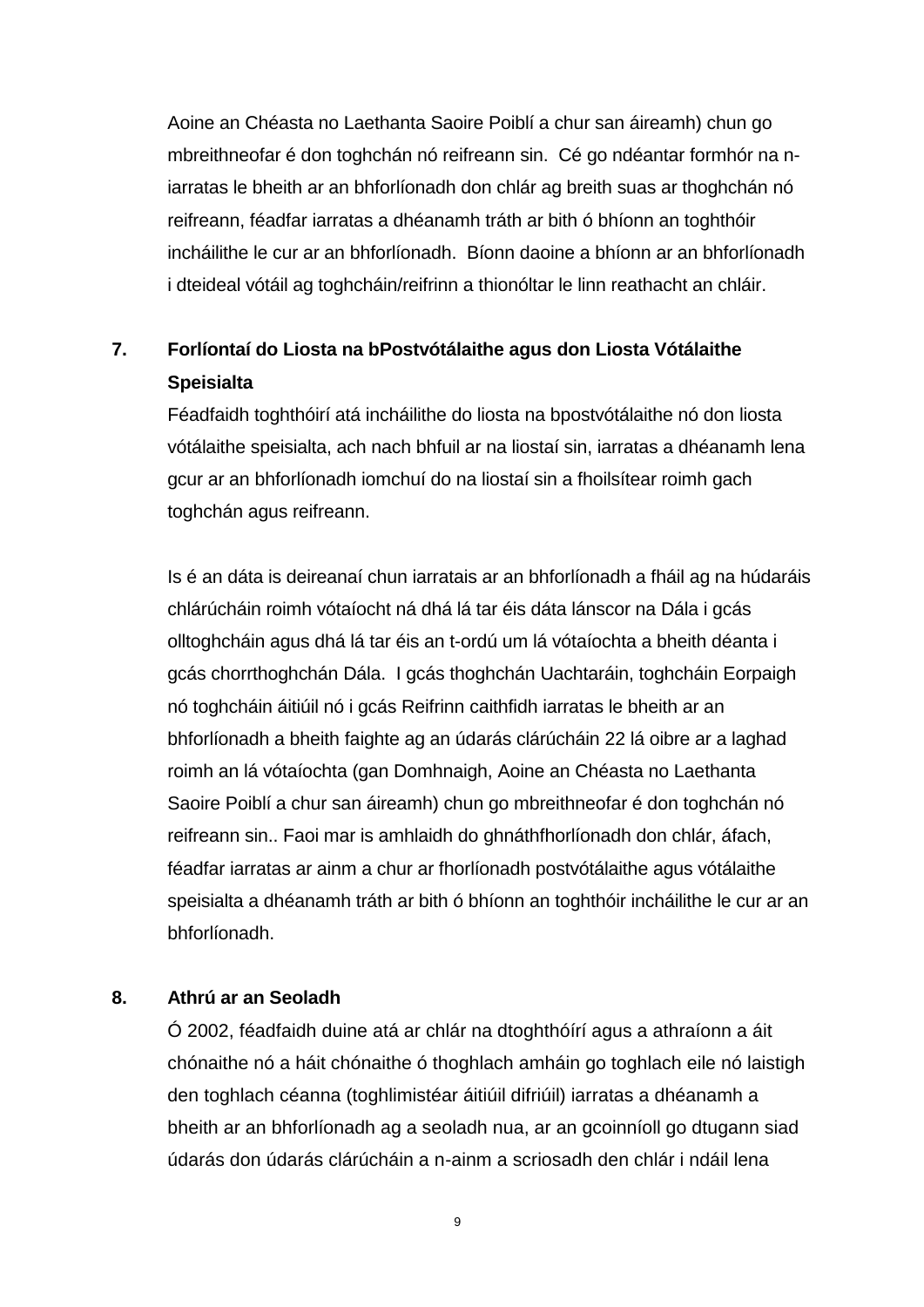Aoine an Chéasta no Laethanta Saoire Poiblí a chur san áireamh) chun go mbreithneofar é don toghchán nó reifreann sin.  Cé go ndéantar formhór na n-iarratas le bheith ar an bhforlíonadh don chlár ag breith suas ar thoghchán nó reifreann, féadfar iarratas a dhéanamh tráth ar bith ó bhíonn an toghthóir incháilithe le cur ar an bhforlíonadh.  Bíonn daoine a bhíonn ar an bhforlíonadh i dteideal vótáil ag toghcháin/reifrinn a thionóltar le linn reathacht an chláir.

## 7. Forlíontaí do Liosta na bPostvótálaithe agus don Liosta Vótálaithe Speisialta

Féadfaidh toghthóirí atá incháilithe do liosta na bpostvótálaithe nó don liosta vótálaithe speisialta, ach nach bhfuil ar na liostaí sin, iarratas a dhéanamh lena gcur ar an bhforlíonadh iomchuí do na liostaí sin a fhoilsítear roimh gach toghchán agus reifreann.

Is é an dáta is deireanaí chun iarratais ar an bhforlíonadh a fháil ag na húdaráis chlárúcháin roimh vótaíocht ná dhá lá tar éis dáta lánscor na Dála i gcás olltoghcháin agus dhá lá tar éis an t-ordú um lá vótaíochta a bheith déanta i gcás chorrthoghchán Dála.  I gcás thoghchán Uachtaráin, toghcháin Eorpaigh nó toghcháin áitiúil nó i gcás Reifrinn caithfidh iarratas le bheith ar an bhforlíonadh a bheith faighte ag an údarás clárúcháin 22 lá oibre ar a laghad roimh an lá vótaíochta (gan Domhnaigh, Aoine an Chéasta no Laethanta Saoire Poiblí a chur san áireamh) chun go mbreithneofar é don toghchán nó reifreann sin.. Faoi mar is amhlaidh do ghnáthfhorlíonadh don chlár, áfach, féadfar iarratas ar ainm a chur ar fhorlíonadh postvótálaithe agus vótálaithe speisialta a dhéanamh tráth ar bith ó bhíonn an toghthóir incháilithe le cur ar an bhforlíonadh.

## 8. Athrú ar an Seoladh

Ó 2002, féadfaidh duine atá ar chlár na dtoghthóírí agus a athraíonn a áit chónaithe nó a háit chónaithe ó thoghlach amháin go toghlach eile nó laistigh den toghlach céanna (toghlimistéar áitiúil difriúil) iarratas a dhéanamh a bheith ar an bhforlíonadh ag a seoladh nua, ar an gcoinníoll go dtugann siad údarás don údarás clárúcháin a n-ainm a scriosadh den chlár i ndáil lena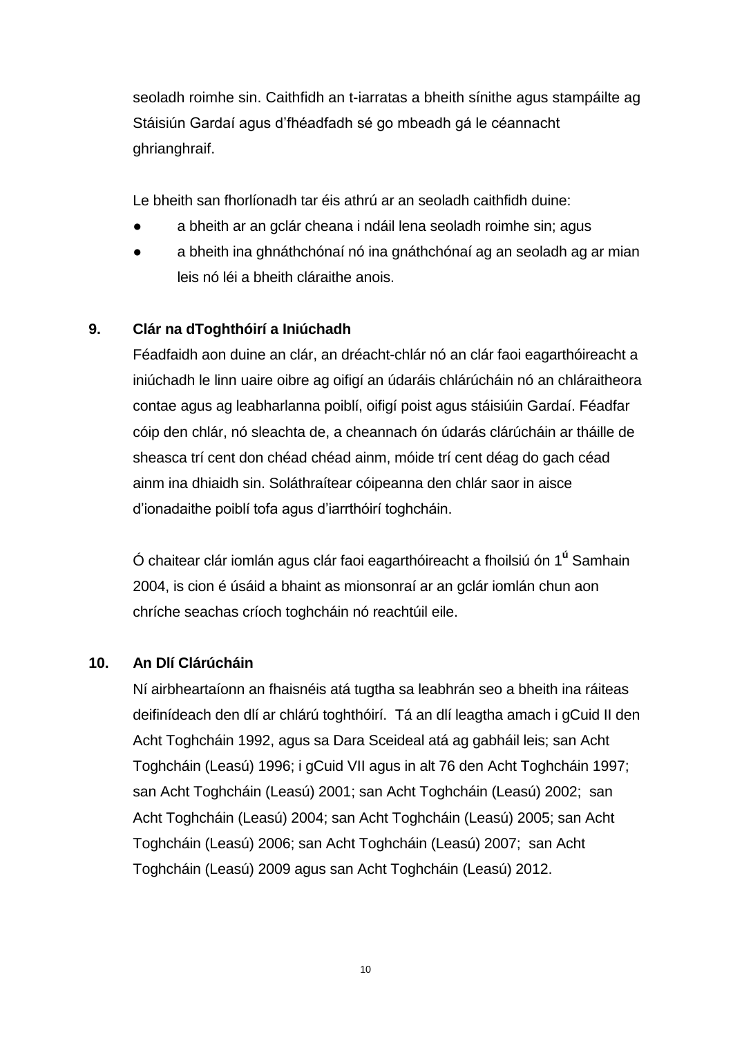seoladh roimhe sin. Caithfidh an t-iarratas a bheith sínithe agus stampáilte ag Stáisiún Gardaí agus d'fhéadfadh sé go mbeadh gá le céannacht ghrianghraif.

Le bheith san fhorlíonadh tar éis athrú ar an seoladh caithfidh duine:

- a bheith ar an gclár cheana i ndáil lena seoladh roimhe sin; agus
- a bheith ina ghnáthchónaí nó ina gnáthchónaí ag an seoladh ag ar mian leis nó léi a bheith cláraithe anois.

## 9. Clár na dToghthóirí a Iniúchadh

Féadfaidh aon duine an clár, an dréacht-chlár nó an clár faoi eagarthóireacht a iniúchadh le linn uaire oibre ag oifigí an údaráis chlárúcháin nó an chláraitheora contae agus ag leabharlanna poiblí, oifigí poist agus stáisiúin Gardaí. Féadfar cóip den chlár, nó sleachta de, a cheannach ón údarás clárúcháin ar tháille de sheasca trí cent don chéad chéad ainm, móide trí cent déag do gach céad ainm ina dhiaidh sin. Soláthraítear cóipeanna den chlár saor in aisce d'ionadaithe poiblí tofa agus d'iarrthóirí toghcháin.

Ó chaitear clár iomlán agus clár faoi eagarthóireacht a fhoilsiú ón 1ú Samhain 2004, is cion é úsáid a bhaint as mionsonraí ar an gclár iomlán chun aon chríche seachas críoch toghcháin nó reachtúil eile.

## 10. An Dlí Clárúcháin

Ní airbheartaíonn an fhaisnéis atá tugtha sa leabhrán seo a bheith ina ráiteas deifinídeach den dlí ar chlárú toghthóirí. Tá an dlí leagtha amach i gCuid II den Acht Toghcháin 1992, agus sa Dara Sceideal atá ag gabháil leis; san Acht Toghcháin (Leasú) 1996; i gCuid VII agus in alt 76 den Acht Toghcháin 1997; san Acht Toghcháin (Leasú) 2001; san Acht Toghcháin (Leasú) 2002; san Acht Toghcháin (Leasú) 2004; san Acht Toghcháin (Leasú) 2005; san Acht Toghcháin (Leasú) 2006; san Acht Toghcháin (Leasú) 2007; san Acht Toghcháin (Leasú) 2009 agus san Acht Toghcháin (Leasú) 2012.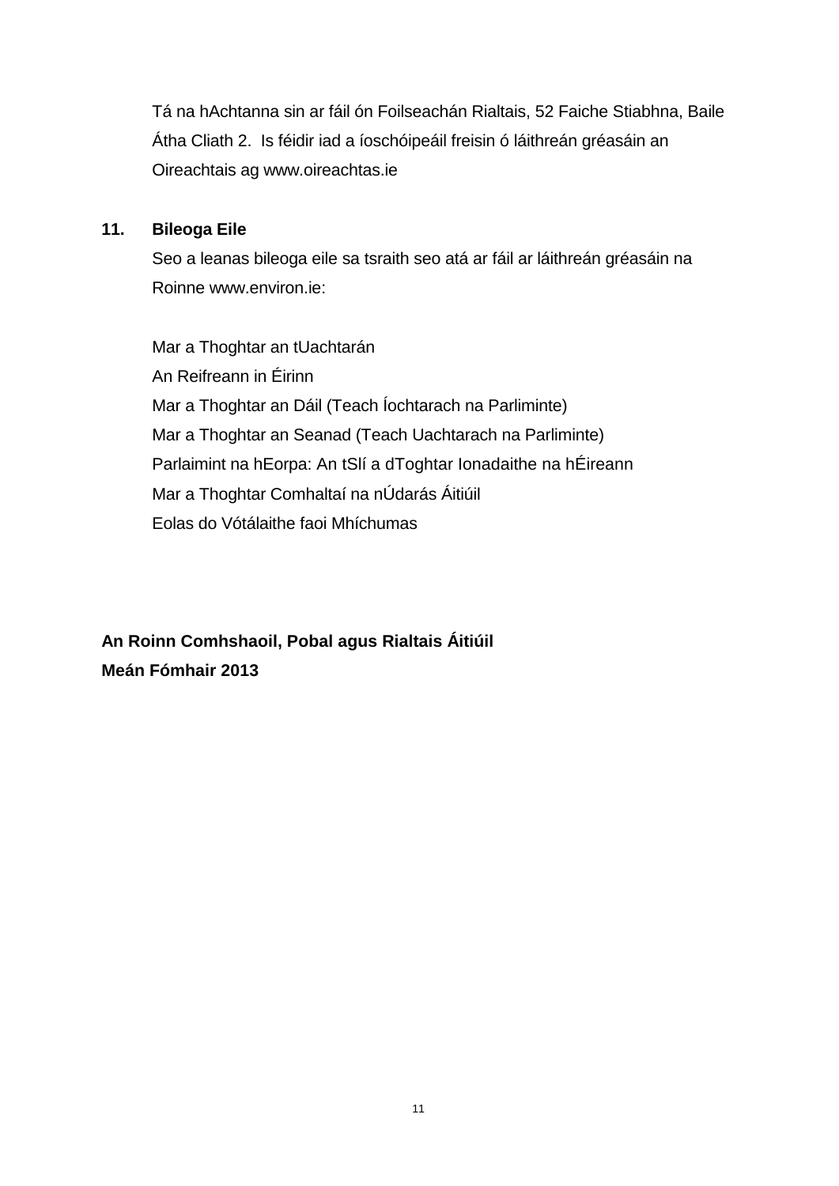Tá na hAchtanna sin ar fáil ón Foilseachán Rialtais, 52 Faiche Stiabhna, Baile Átha Cliath 2. Is féidir iad a íoschóipeáil freisin ó láithreán gréasáin an Oireachtais ag www.oireachtas.ie

## 11. Bileoga Eile

Seo a leanas bileoga eile sa tsraith seo atá ar fáil ar láithreán gréasáin na Roinne www.environ.ie:

Mar a Thoghtar an tUachtarán
An Reifreann in Éirinn
Mar a Thoghtar an Dáil (Teach Íochtarach na Parliminte)
Mar a Thoghtar an Seanad (Teach Uachtarach na Parliminte)
Parlaimint na hEorpa: An tSlí a dToghtar Ionadaithe na hÉireann
Mar a Thoghtar Comhaltaí na nÚdarás Áitiúil
Eolas do Vótálaithe faoi Mhíchumas

**An Roinn Comhshaoil, Pobal agus Rialtais Áitiúil**
**Meán Fómhair 2013**